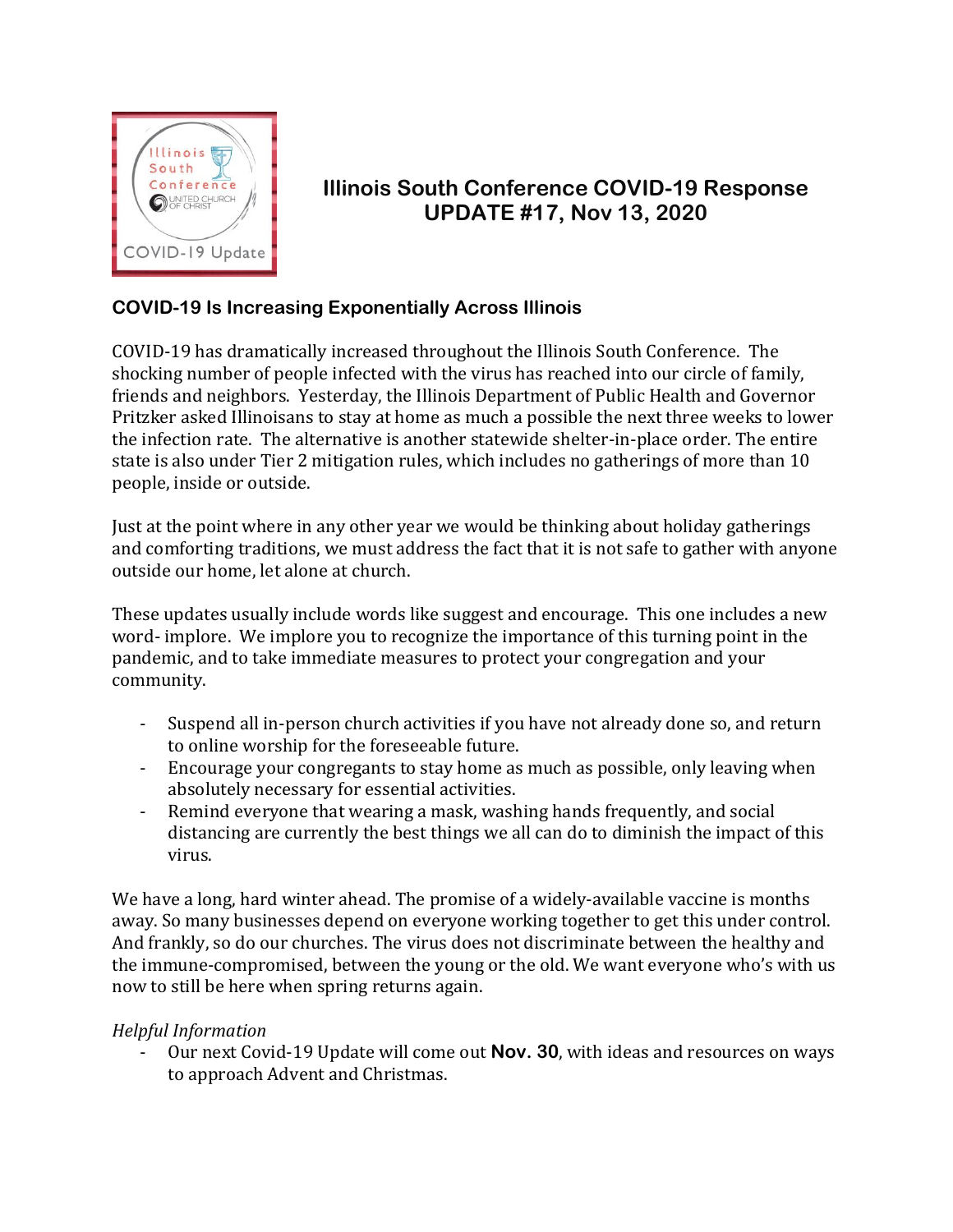# Illinois South Conference COVID-19 Response UPDATE #17, Nov 13, 2020

## COVID-19 Is Increasing Exponentially Across Illinois

COVID-19 has dramatically increased throughout the Illinois South Conference. The shocking number of people infected with the virus has reached into our circle of family, friends and neighbors. Yesterday, the Illinois Department of Public Health and Governor Pritzker asked Illinoisans to stay at home as much a possible the next three weeks to lower the infection rate. The alternative is another statewide shelter-in-place order. The entire state is also under Tier 2 mitigation rules, which includes no gatherings of more than 10 people, inside or outside.

Just at the point where in any other year we would be thinking about holiday gatherings and comforting traditions, we must address the fact that it is not safe to gather with anyone outside our home, let alone at church.

These updates usually include words like suggest and encourage. This one includes a new word- implore. We implore you to recognize the importance of this turning point in the pandemic, and to take immediate measures to protect your congregation and your community.

- Suspend all in-person church activities if you have not already done so, and return to online worship for the foreseeable future.
- Encourage your congregants to stay home as much as possible, only leaving when absolutely necessary for essential activities.
- Remind everyone that wearing a mask, washing hands frequently, and social distancing are currently the best things we all can do to diminish the impact of this virus.

We have a long, hard winter ahead. The promise of a widely-available vaccine is months away. So many businesses depend on everyone working together to get this under control. And frankly, so do our churches. The virus does not discriminate between the healthy and the immune-compromised, between the young or the old. We want everyone who's with us now to still be here when spring returns again.

*Helpful Information*

- Our next Covid-19 Update will come out **Nov. 30**, with ideas and resources on ways to approach Advent and Christmas.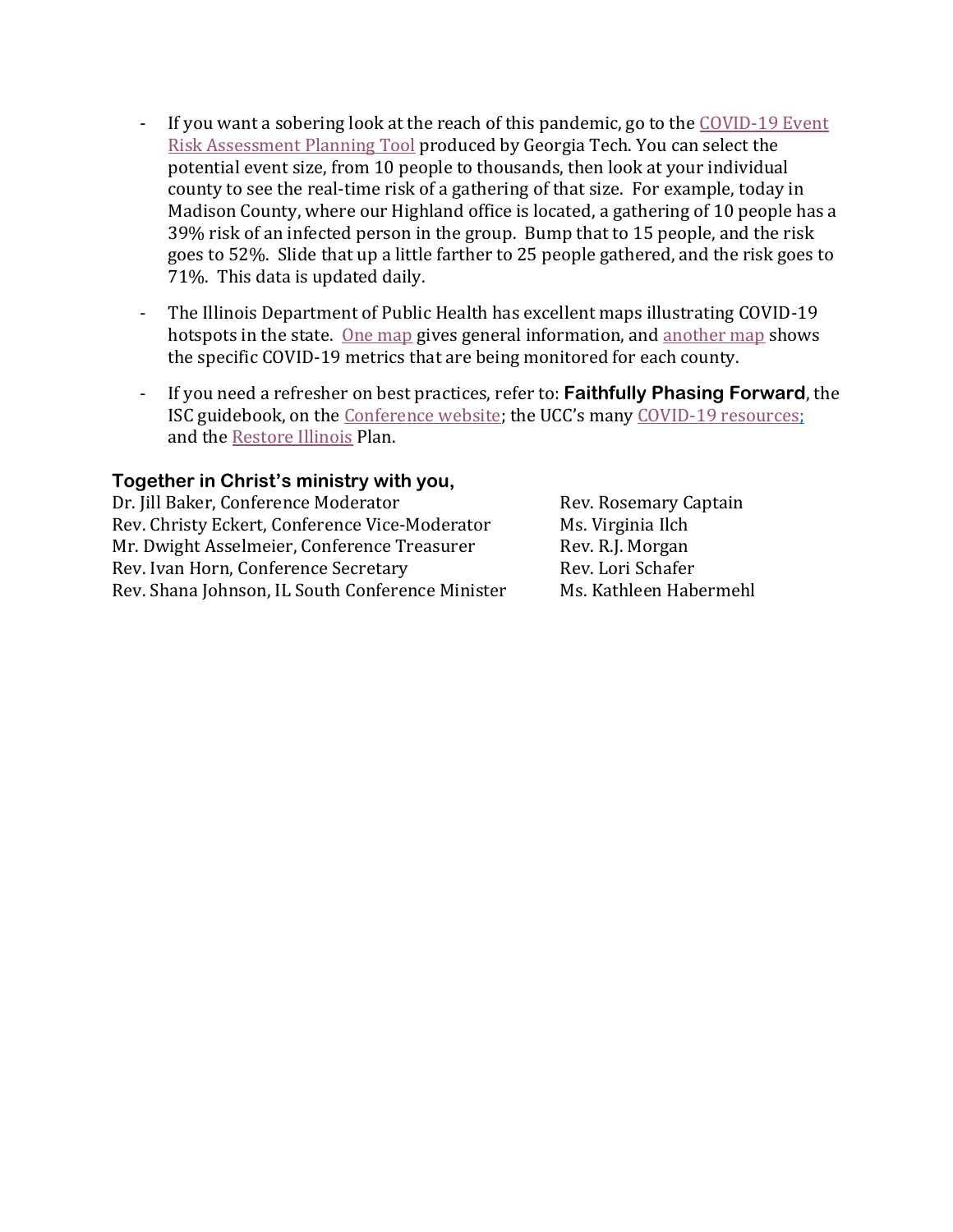- If you want a sobering look at the reach of this pandemic, go to the COVID-19 Event Risk Assessment Planning Tool produced by Georgia Tech. You can select the potential event size, from 10 people to thousands, then look at your individual county to see the real-time risk of a gathering of that size. For example, today in Madison County, where our Highland office is located, a gathering of 10 people has a 39% risk of an infected person in the group. Bump that to 15 people, and the risk goes to 52%. Slide that up a little farther to 25 people gathered, and the risk goes to 71%. This data is updated daily.

- The Illinois Department of Public Health has excellent maps illustrating COVID-19 hotspots in the state. One map gives general information, and another map shows the specific COVID-19 metrics that are being monitored for each county.

- If you need a refresher on best practices, refer to: **Faithfully Phasing Forward**, the ISC guidebook, on the Conference website; the UCC's many COVID-19 resources; and the Restore Illinois Plan.

**Together in Christ's ministry with you,**

Dr. Jill Baker, Conference Moderator
Rev. Christy Eckert, Conference Vice-Moderator
Mr. Dwight Asselmeier, Conference Treasurer
Rev. Ivan Horn, Conference Secretary
Rev. Shana Johnson, IL South Conference Minister
Rev. Rosemary Captain
Ms. Virginia Ilch
Rev. R.J. Morgan
Rev. Lori Schafer
Ms. Kathleen Habermehl